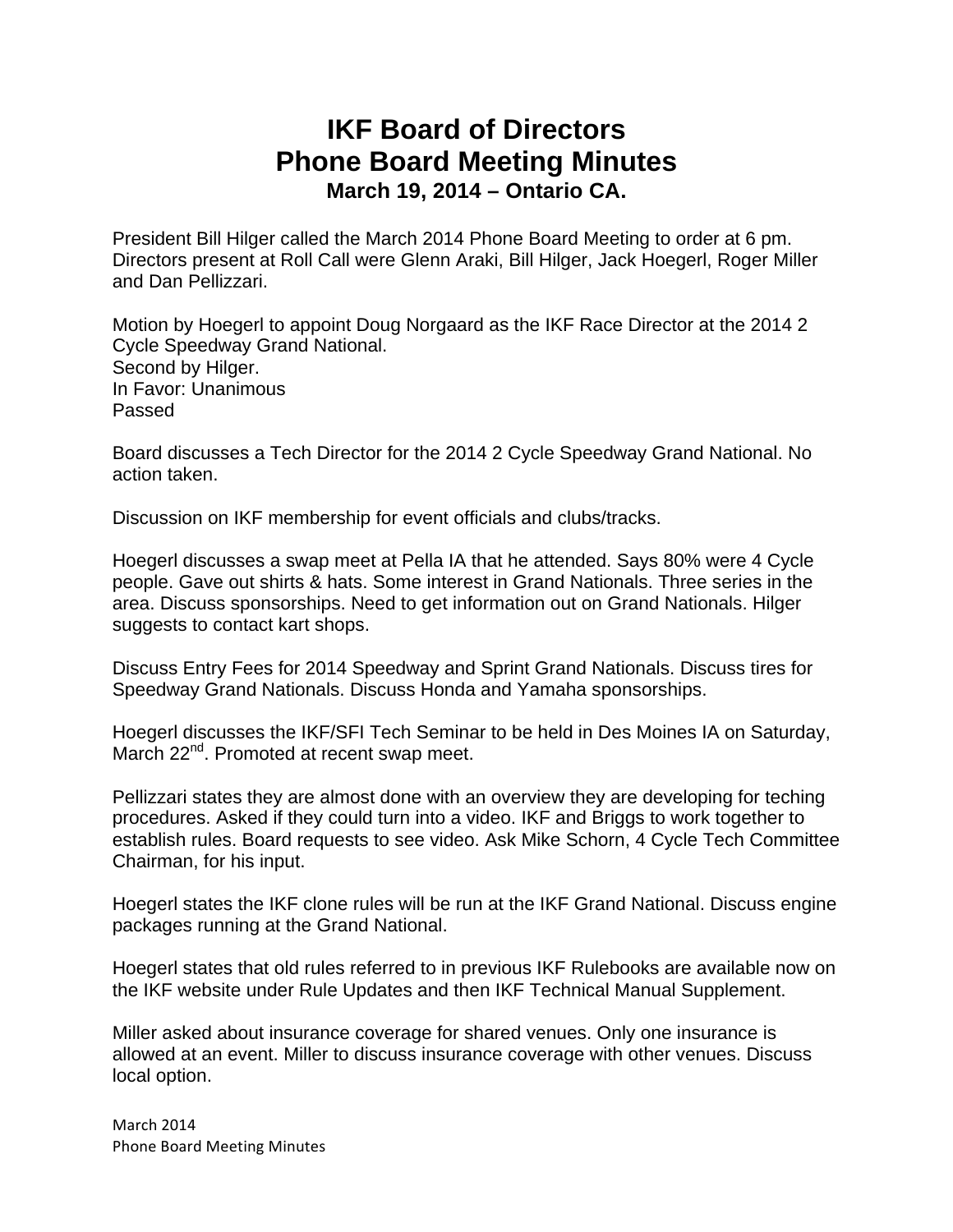# IKF Board of Directors
# Phone Board Meeting Minutes
### March 19, 2014 – Ontario CA.

President Bill Hilger called the March 2014 Phone Board Meeting to order at 6 pm. Directors present at Roll Call were Glenn Araki, Bill Hilger, Jack Hoegerl, Roger Miller and Dan Pellizzari.

Motion by Hoegerl to appoint Doug Norgaard as the IKF Race Director at the 2014 2 Cycle Speedway Grand National.
Second by Hilger.
In Favor: Unanimous
Passed

Board discusses a Tech Director for the 2014 2 Cycle Speedway Grand National. No action taken.

Discussion on IKF membership for event officials and clubs/tracks.

Hoegerl discusses a swap meet at Pella IA that he attended. Says 80% were 4 Cycle people. Gave out shirts & hats. Some interest in Grand Nationals. Three series in the area. Discuss sponsorships. Need to get information out on Grand Nationals. Hilger suggests to contact kart shops.

Discuss Entry Fees for 2014 Speedway and Sprint Grand Nationals. Discuss tires for Speedway Grand Nationals. Discuss Honda and Yamaha sponsorships.

Hoegerl discusses the IKF/SFI Tech Seminar to be held in Des Moines IA on Saturday, March 22nd. Promoted at recent swap meet.

Pellizzari states they are almost done with an overview they are developing for teching procedures. Asked if they could turn into a video. IKF and Briggs to work together to establish rules. Board requests to see video. Ask Mike Schorn, 4 Cycle Tech Committee Chairman, for his input.

Hoegerl states the IKF clone rules will be run at the IKF Grand National. Discuss engine packages running at the Grand National.

Hoegerl states that old rules referred to in previous IKF Rulebooks are available now on the IKF website under Rule Updates and then IKF Technical Manual Supplement.

Miller asked about insurance coverage for shared venues. Only one insurance is allowed at an event. Miller to discuss insurance coverage with other venues. Discuss local option.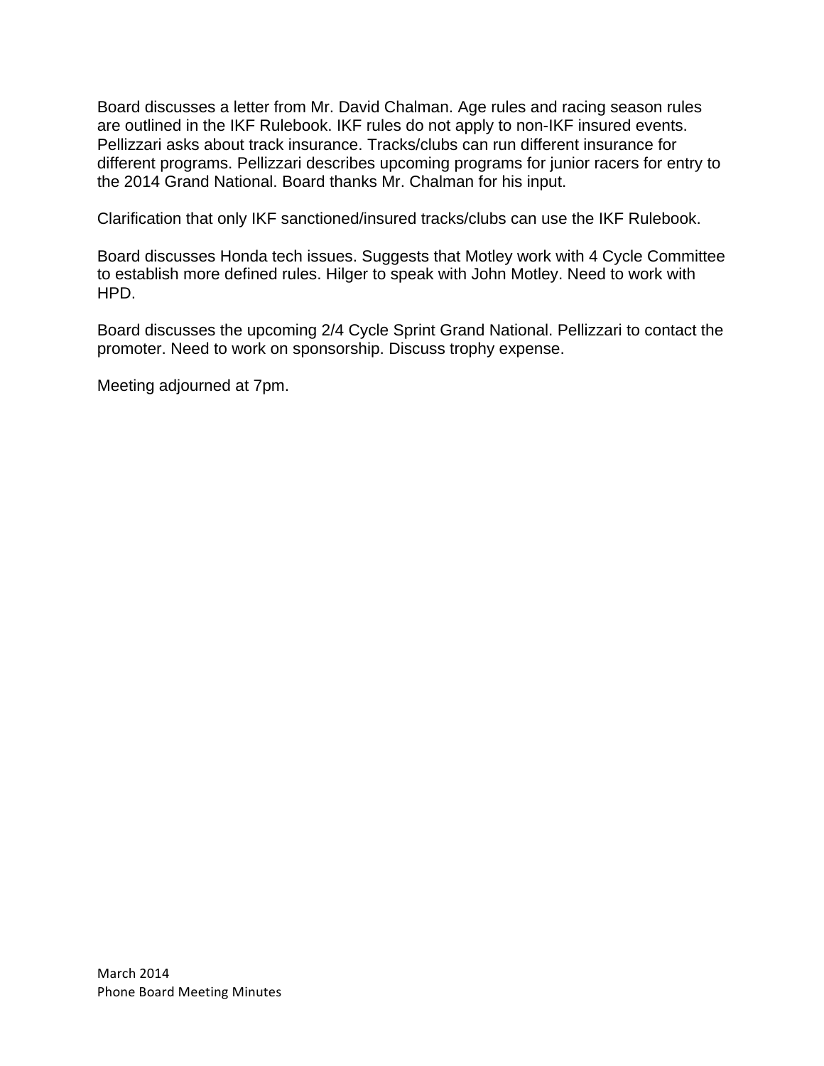Board discusses a letter from Mr. David Chalman. Age rules and racing season rules are outlined in the IKF Rulebook. IKF rules do not apply to non-IKF insured events. Pellizzari asks about track insurance. Tracks/clubs can run different insurance for different programs. Pellizzari describes upcoming programs for junior racers for entry to the 2014 Grand National. Board thanks Mr. Chalman for his input.

Clarification that only IKF sanctioned/insured tracks/clubs can use the IKF Rulebook.

Board discusses Honda tech issues. Suggests that Motley work with 4 Cycle Committee to establish more defined rules. Hilger to speak with John Motley. Need to work with HPD.

Board discusses the upcoming 2/4 Cycle Sprint Grand National. Pellizzari to contact the promoter. Need to work on sponsorship. Discuss trophy expense.

Meeting adjourned at 7pm.